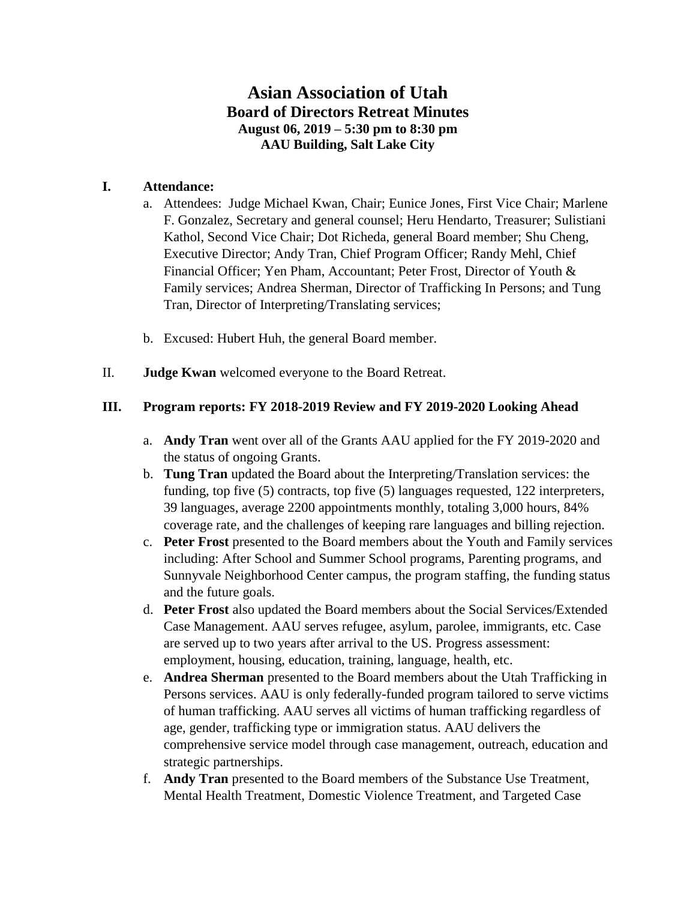# Asian Association of Utah

## Board of Directors Retreat Minutes

**August 06, 2019 – 5:30 pm to 8:30 pm**
**AAU Building, Salt Lake City**

**I. Attendance:**

a. Attendees: Judge Michael Kwan, Chair; Eunice Jones, First Vice Chair; Marlene F. Gonzalez, Secretary and general counsel; Heru Hendarto, Treasurer; Sulistiani Kathol, Second Vice Chair; Dot Richeda, general Board member; Shu Cheng, Executive Director; Andy Tran, Chief Program Officer; Randy Mehl, Chief Financial Officer; Yen Pham, Accountant; Peter Frost, Director of Youth & Family services; Andrea Sherman, Director of Trafficking In Persons; and Tung Tran, Director of Interpreting/Translating services;

b. Excused: Hubert Huh, the general Board member.

II. **Judge Kwan** welcomed everyone to the Board Retreat.

**III. Program reports: FY 2018-2019 Review and FY 2019-2020 Looking Ahead**

a. **Andy Tran** went over all of the Grants AAU applied for the FY 2019-2020 and the status of ongoing Grants.

b. **Tung Tran** updated the Board about the Interpreting/Translation services: the funding, top five (5) contracts, top five (5) languages requested, 122 interpreters, 39 languages, average 2200 appointments monthly, totaling 3,000 hours, 84% coverage rate, and the challenges of keeping rare languages and billing rejection.

c. **Peter Frost** presented to the Board members about the Youth and Family services including: After School and Summer School programs, Parenting programs, and Sunnyvale Neighborhood Center campus, the program staffing, the funding status and the future goals.

d. **Peter Frost** also updated the Board members about the Social Services/Extended Case Management. AAU serves refugee, asylum, parolee, immigrants, etc. Case are served up to two years after arrival to the US. Progress assessment: employment, housing, education, training, language, health, etc.

e. **Andrea Sherman** presented to the Board members about the Utah Trafficking in Persons services. AAU is only federally-funded program tailored to serve victims of human trafficking. AAU serves all victims of human trafficking regardless of age, gender, trafficking type or immigration status. AAU delivers the comprehensive service model through case management, outreach, education and strategic partnerships.

f. **Andy Tran** presented to the Board members of the Substance Use Treatment, Mental Health Treatment, Domestic Violence Treatment, and Targeted Case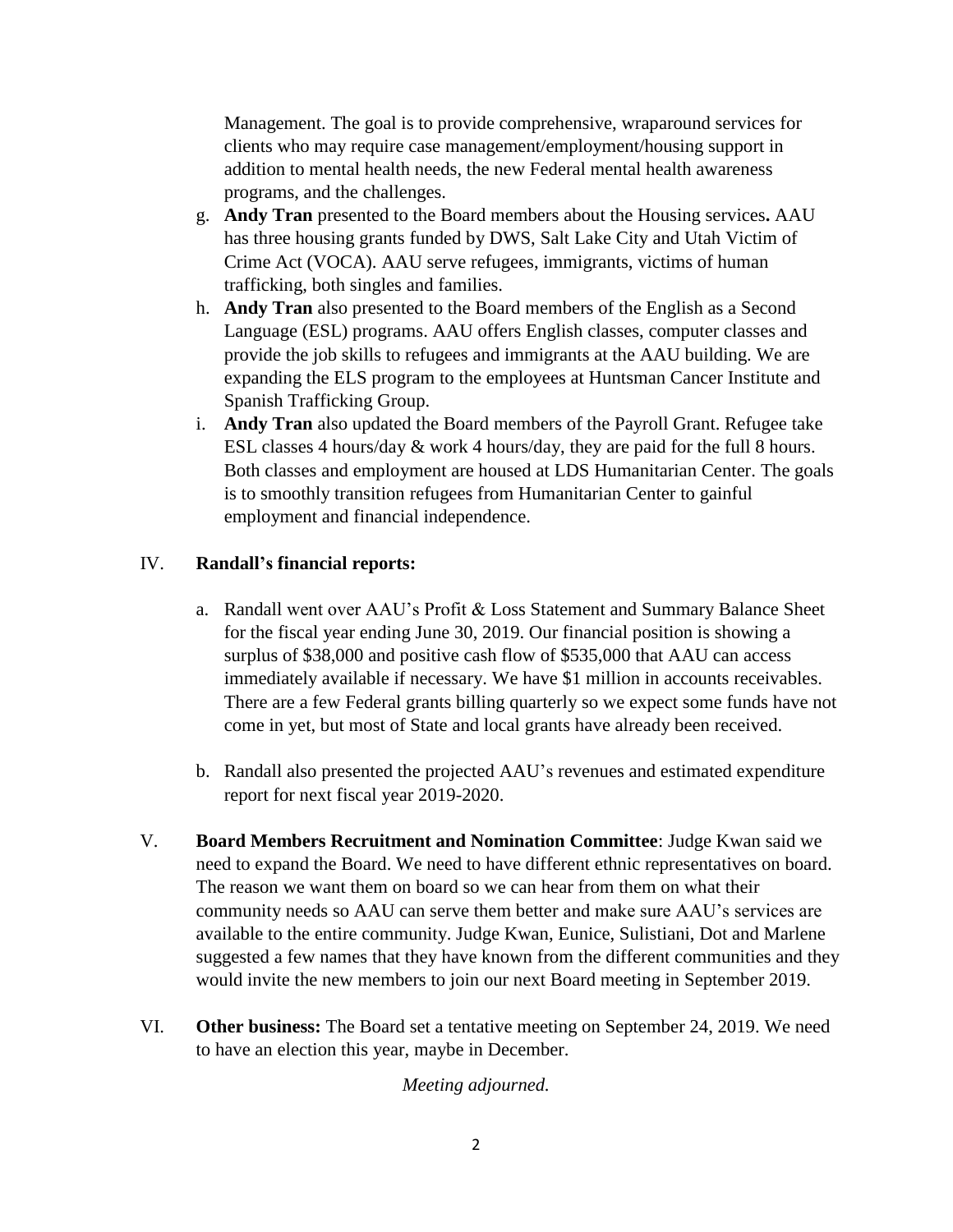Management. The goal is to provide comprehensive, wraparound services for clients who may require case management/employment/housing support in addition to mental health needs, the new Federal mental health awareness programs, and the challenges.

g. **Andy Tran** presented to the Board members about the Housing services**.** AAU has three housing grants funded by DWS, Salt Lake City and Utah Victim of Crime Act (VOCA). AAU serve refugees, immigrants, victims of human trafficking, both singles and families.

h. **Andy Tran** also presented to the Board members of the English as a Second Language (ESL) programs. AAU offers English classes, computer classes and provide the job skills to refugees and immigrants at the AAU building. We are expanding the ELS program to the employees at Huntsman Cancer Institute and Spanish Trafficking Group.

i. **Andy Tran** also updated the Board members of the Payroll Grant. Refugee take ESL classes 4 hours/day & work 4 hours/day, they are paid for the full 8 hours. Both classes and employment are housed at LDS Humanitarian Center. The goals is to smoothly transition refugees from Humanitarian Center to gainful employment and financial independence.

IV. **Randall's financial reports:**

a. Randall went over AAU's Profit & Loss Statement and Summary Balance Sheet for the fiscal year ending June 30, 2019. Our financial position is showing a surplus of $38,000 and positive cash flow of $535,000 that AAU can access immediately available if necessary. We have $1 million in accounts receivables. There are a few Federal grants billing quarterly so we expect some funds have not come in yet, but most of State and local grants have already been received.

b. Randall also presented the projected AAU's revenues and estimated expenditure report for next fiscal year 2019-2020.

V. **Board Members Recruitment and Nomination Committee**: Judge Kwan said we need to expand the Board. We need to have different ethnic representatives on board. The reason we want them on board so we can hear from them on what their community needs so AAU can serve them better and make sure AAU's services are available to the entire community. Judge Kwan, Eunice, Sulistiani, Dot and Marlene suggested a few names that they have known from the different communities and they would invite the new members to join our next Board meeting in September 2019.

VI. **Other business:** The Board set a tentative meeting on September 24, 2019. We need to have an election this year, maybe in December.

*Meeting adjourned.*